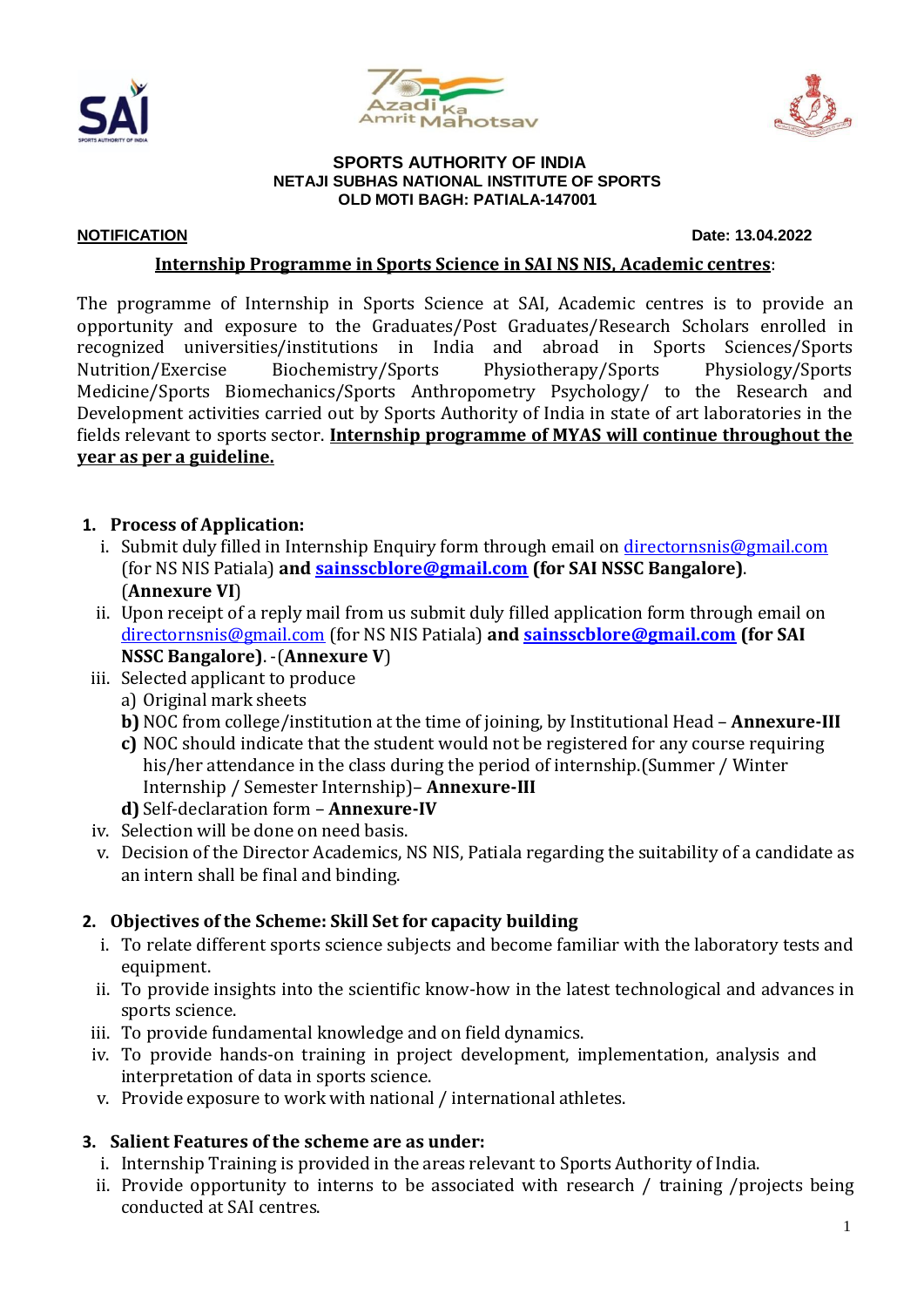**SPORTS AUTHORITY OF INDIA**
**NETAJI SUBHAS NATIONAL INSTITUTE OF SPORTS**
**OLD MOTI BAGH: PATIALA-147001**

**NOTIFICATION** **Date: 13.04.2022**

## Internship Programme in Sports Science in SAI NS NIS, Academic centres:

The programme of Internship in Sports Science at SAI, Academic centres is to provide an opportunity and exposure to the Graduates/Post Graduates/Research Scholars enrolled in recognized universities/institutions in India and abroad in Sports Sciences/Sports Nutrition/Exercise Biochemistry/Sports Physiotherapy/Sports Physiology/Sports Medicine/Sports Biomechanics/Sports Anthropometry Psychology/ to the Research and Development activities carried out by Sports Authority of India in state of art laboratories in the fields relevant to sports sector. **Internship programme of MYAS will continue throughout the year as per a guideline.**

1. **Process of Application:**
   i. Submit duly filled in Internship Enquiry form through email on directornsnis@gmail.com (for NS NIS Patiala) **and sainsscblore@gmail.com (for SAI NSSC Bangalore)**. (**Annexure VI**)
   ii. Upon receipt of a reply mail from us submit duly filled application form through email on directornsnis@gmail.com (for NS NIS Patiala) **and sainsscblore@gmail.com (for SAI NSSC Bangalore)**. -(**Annexure V**)
   iii. Selected applicant to produce
      a) Original mark sheets
      **b)** NOC from college/institution at the time of joining, by Institutional Head – **Annexure-III**
      **c)** NOC should indicate that the student would not be registered for any course requiring his/her attendance in the class during the period of internship.(Summer / Winter Internship / Semester Internship)– **Annexure-III**
      **d)** Self-declaration form – **Annexure-IV**
   iv. Selection will be done on need basis.
   v. Decision of the Director Academics, NS NIS, Patiala regarding the suitability of a candidate as an intern shall be final and binding.

2. **Objectives of the Scheme: Skill Set for capacity building**
   i. To relate different sports science subjects and become familiar with the laboratory tests and equipment.
   ii. To provide insights into the scientific know-how in the latest technological and advances in sports science.
   iii. To provide fundamental knowledge and on field dynamics.
   iv. To provide hands-on training in project development, implementation, analysis and interpretation of data in sports science.
   v. Provide exposure to work with national / international athletes.

3. **Salient Features of the scheme are as under:**
   i. Internship Training is provided in the areas relevant to Sports Authority of India.
   ii. Provide opportunity to interns to be associated with research / training /projects being conducted at SAI centres.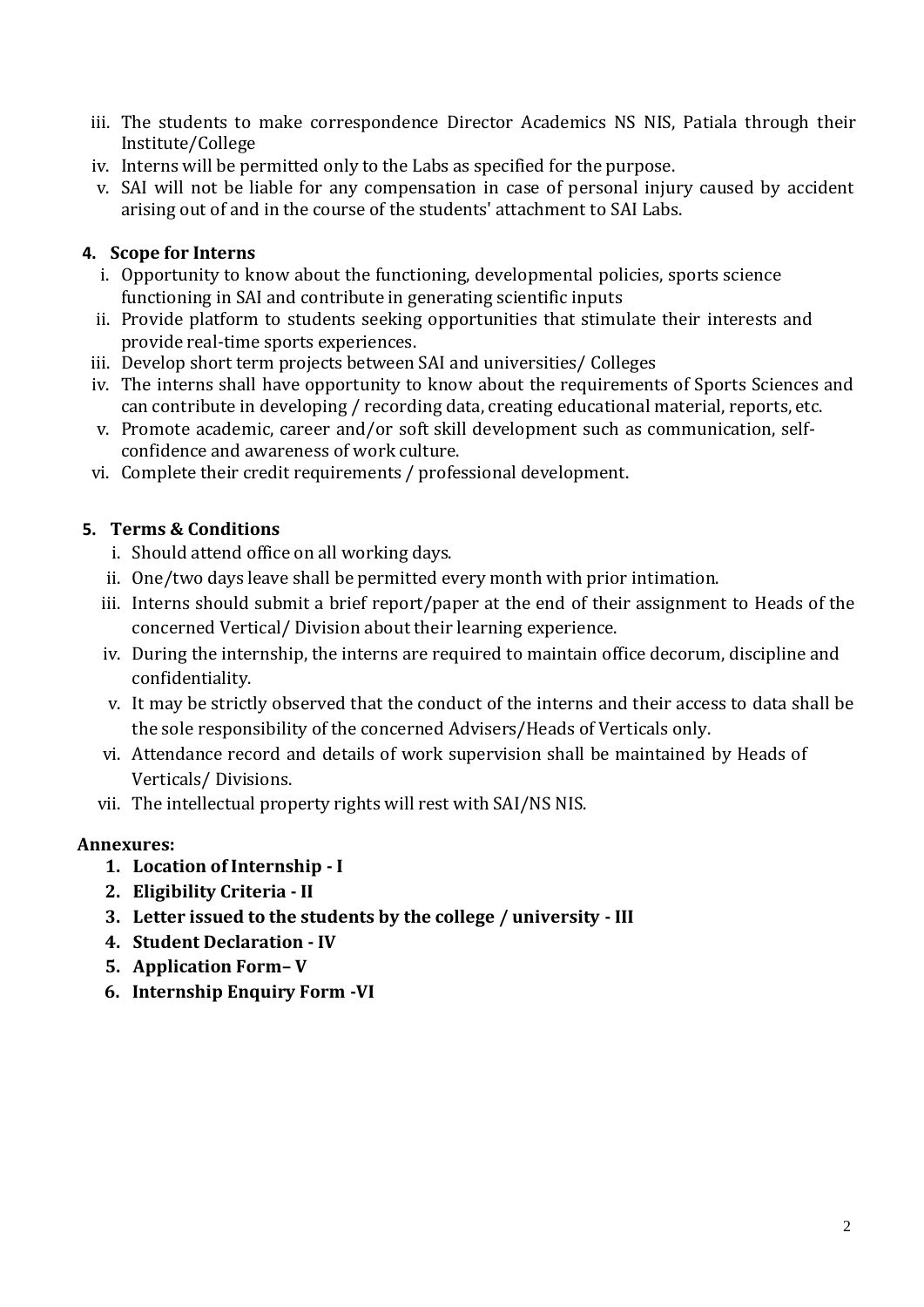iii. The students to make correspondence Director Academics NS NIS, Patiala through their Institute/College
iv. Interns will be permitted only to the Labs as specified for the purpose.
v. SAI will not be liable for any compensation in case of personal injury caused by accident arising out of and in the course of the students' attachment to SAI Labs.

**4. Scope for Interns**

i. Opportunity to know about the functioning, developmental policies, sports science functioning in SAI and contribute in generating scientific inputs
ii. Provide platform to students seeking opportunities that stimulate their interests and provide real-time sports experiences.
iii. Develop short term projects between SAI and universities/ Colleges
iv. The interns shall have opportunity to know about the requirements of Sports Sciences and can contribute in developing / recording data, creating educational material, reports, etc.
v. Promote academic, career and/or soft skill development such as communication, self-confidence and awareness of work culture.
vi. Complete their credit requirements / professional development.

**5. Terms & Conditions**

i. Should attend office on all working days.
ii. One/two days leave shall be permitted every month with prior intimation.
iii. Interns should submit a brief report/paper at the end of their assignment to Heads of the concerned Vertical/ Division about their learning experience.
iv. During the internship, the interns are required to maintain office decorum, discipline and confidentiality.
v. It may be strictly observed that the conduct of the interns and their access to data shall be the sole responsibility of the concerned Advisers/Heads of Verticals only.
vi. Attendance record and details of work supervision shall be maintained by Heads of Verticals/ Divisions.
vii. The intellectual property rights will rest with SAI/NS NIS.

**Annexures:**

1. **Location of Internship - I**
2. **Eligibility Criteria - II**
3. **Letter issued to the students by the college / university - III**
4. **Student Declaration - IV**
5. **Application Form– V**
6. **Internship Enquiry Form -VI**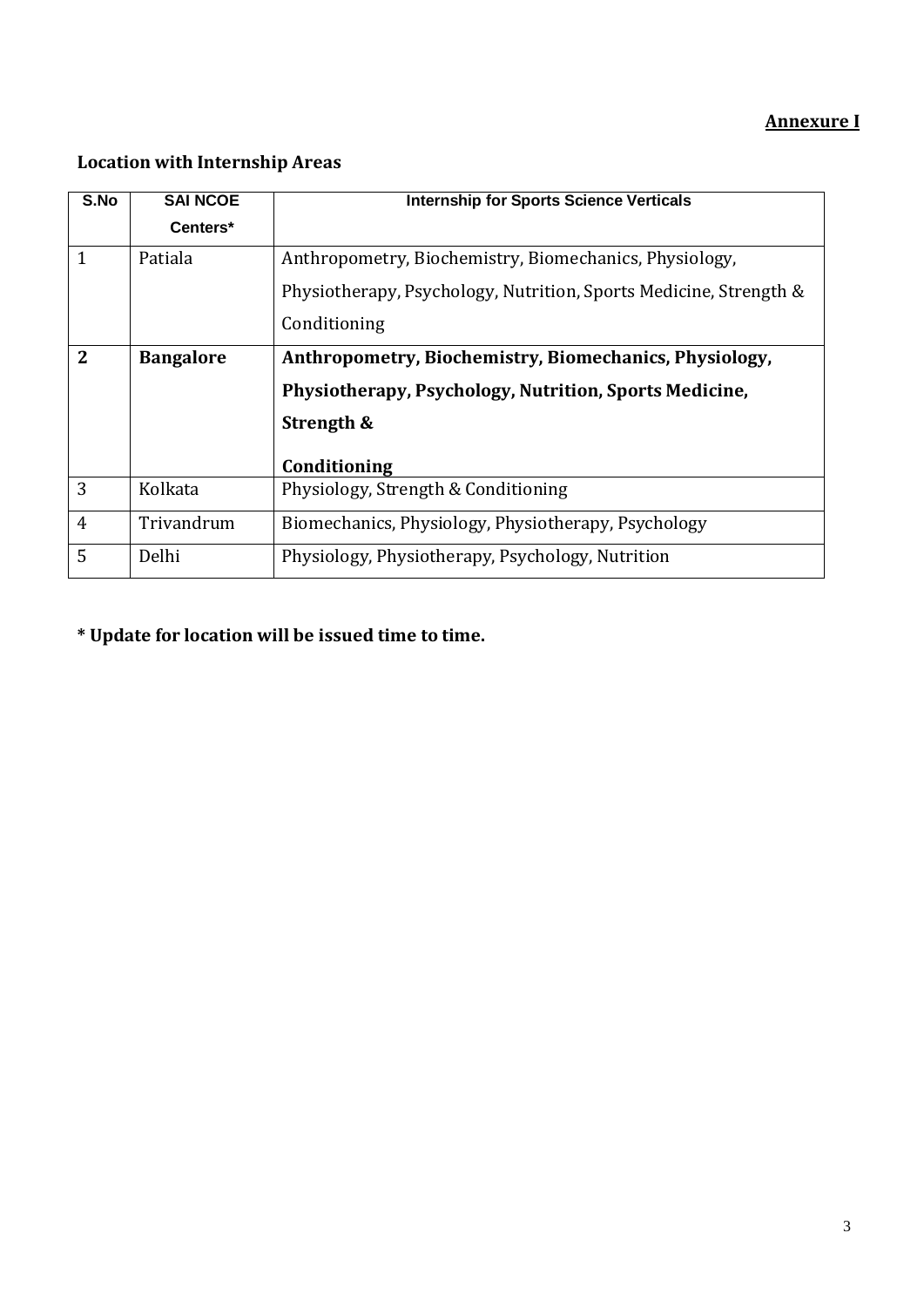**Annexure I**

**Location with Internship Areas**

| S.No | SAI NCOE Centers* | Internship for Sports Science Verticals |
|---|---|---|
| 1 | Patiala | Anthropometry, Biochemistry, Biomechanics, Physiology, Physiotherapy, Psychology, Nutrition, Sports Medicine, Strength & Conditioning |
| **2** | **Bangalore** | **Anthropometry, Biochemistry, Biomechanics, Physiology, Physiotherapy, Psychology, Nutrition, Sports Medicine, Strength & Conditioning** |
| 3 | Kolkata | Physiology, Strength & Conditioning |
| 4 | Trivandrum | Biomechanics, Physiology, Physiotherapy, Psychology |
| 5 | Delhi | Physiology, Physiotherapy, Psychology, Nutrition |

**\* Update for location will be issued time to time.**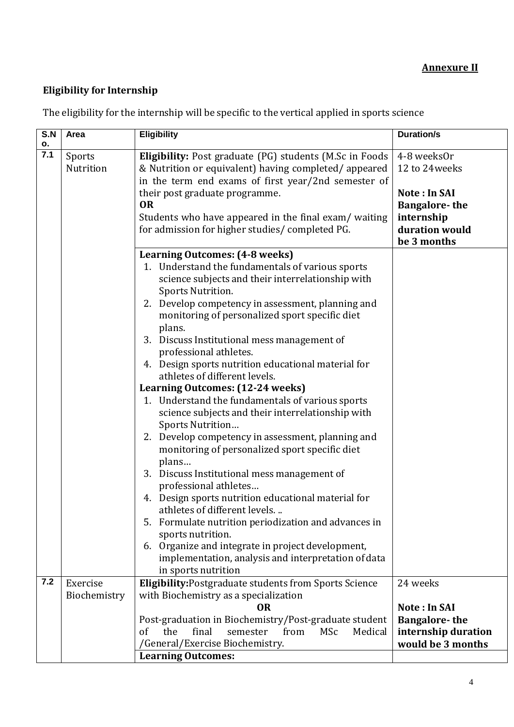**Annexure II**

**Eligibility for Internship**

The eligibility for the internship will be specific to the vertical applied in sports science

| S.No. | Area | Eligibility | Duration/s |
|---|---|---|---|
| 7.1 | Sports Nutrition | **Eligibility:** Post graduate (PG) students (M.Sc in Foods & Nutrition or equivalent) having completed/ appeared in the term end exams of first year/2nd semester of their post graduate programme.<br>**OR**<br>Students who have appeared in the final exam/ waiting for admission for higher studies/ completed PG. | 4-8 weeksOr<br>12 to 24weeks<br><br>**Note : In SAI Bangalore- the internship duration would be 3 months** |
| | | **Learning Outcomes: (4-8 weeks)**<br>1. Understand the fundamentals of various sports science subjects and their interrelationship with Sports Nutrition.<br>2. Develop competency in assessment, planning and monitoring of personalized sport specific diet plans.<br>3. Discuss Institutional mess management of professional athletes.<br>4. Design sports nutrition educational material for athletes of different levels.<br>**Learning Outcomes: (12-24 weeks)**<br>1. Understand the fundamentals of various sports science subjects and their interrelationship with Sports Nutrition…<br>2. Develop competency in assessment, planning and monitoring of personalized sport specific diet plans…<br>3. Discuss Institutional mess management of professional athletes…<br>4. Design sports nutrition educational material for athletes of different levels. ..<br>5. Formulate nutrition periodization and advances in sports nutrition.<br>6. Organize and integrate in project development, implementation, analysis and interpretation of data in sports nutrition | |
| 7.2 | Exercise Biochemistry | **Eligibility:**Postgraduate students from Sports Science with Biochemistry as a specialization<br>**OR**<br>Post-graduation in Biochemistry/Post-graduate student of the final semester from MSc Medical /General/Exercise Biochemistry. | 24 weeks<br><br>**Note : In SAI Bangalore- the internship duration would be 3 months** |
| | | **Learning Outcomes:** | |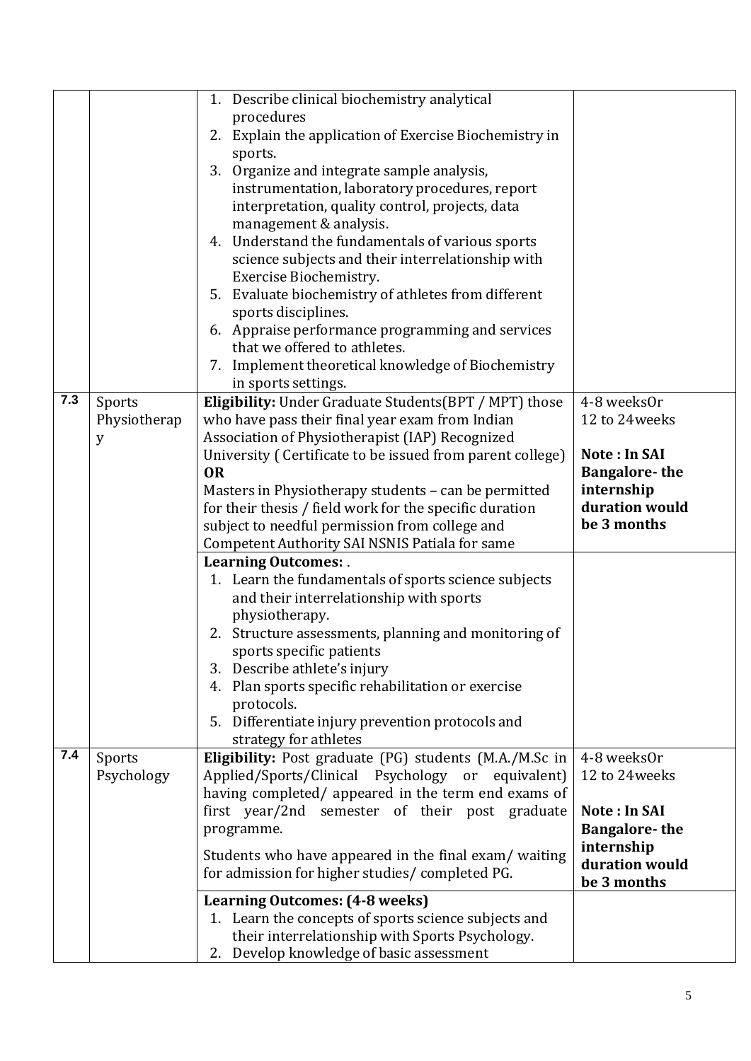| | | | |
|---|---|---|---|
| | | 1. Describe clinical biochemistry analytical procedures<br>2. Explain the application of Exercise Biochemistry in sports.<br>3. Organize and integrate sample analysis, instrumentation, laboratory procedures, report interpretation, quality control, projects, data management & analysis.<br>4. Understand the fundamentals of various sports science subjects and their interrelationship with Exercise Biochemistry.<br>5. Evaluate biochemistry of athletes from different sports disciplines.<br>6. Appraise performance programming and services that we offered to athletes.<br>7. Implement theoretical knowledge of Biochemistry in sports settings. | |
| 7.3 | Sports Physiotherapy | **Eligibility:** Under Graduate Students(BPT / MPT) those who have pass their final year exam from Indian Association of Physiotherapist (IAP) Recognized University ( Certificate to be issued from parent college)<br>**OR**<br>Masters in Physiotherapy students – can be permitted for their thesis / field work for the specific duration subject to needful permission from college and Competent Authority SAI NSNIS Patiala for same | 4-8 weeksOr<br>12 to 24weeks<br><br>**Note : In SAI Bangalore- the internship duration would be 3 months** |
| | | **Learning Outcomes:** .<br>1. Learn the fundamentals of sports science subjects and their interrelationship with sports physiotherapy.<br>2. Structure assessments, planning and monitoring of sports specific patients<br>3. Describe athlete's injury<br>4. Plan sports specific rehabilitation or exercise protocols.<br>5. Differentiate injury prevention protocols and strategy for athletes | |
| 7.4 | Sports Psychology | **Eligibility:** Post graduate (PG) students (M.A./M.Sc in Applied/Sports/Clinical Psychology or equivalent) having completed/ appeared in the term end exams of first year/2nd semester of their post graduate programme.<br><br>Students who have appeared in the final exam/ waiting for admission for higher studies/ completed PG. | 4-8 weeksOr<br>12 to 24weeks<br><br>**Note : In SAI Bangalore- the internship duration would be 3 months** |
| | | **Learning Outcomes: (4-8 weeks)**<br>1. Learn the concepts of sports science subjects and their interrelationship with Sports Psychology.<br>2. Develop knowledge of basic assessment | |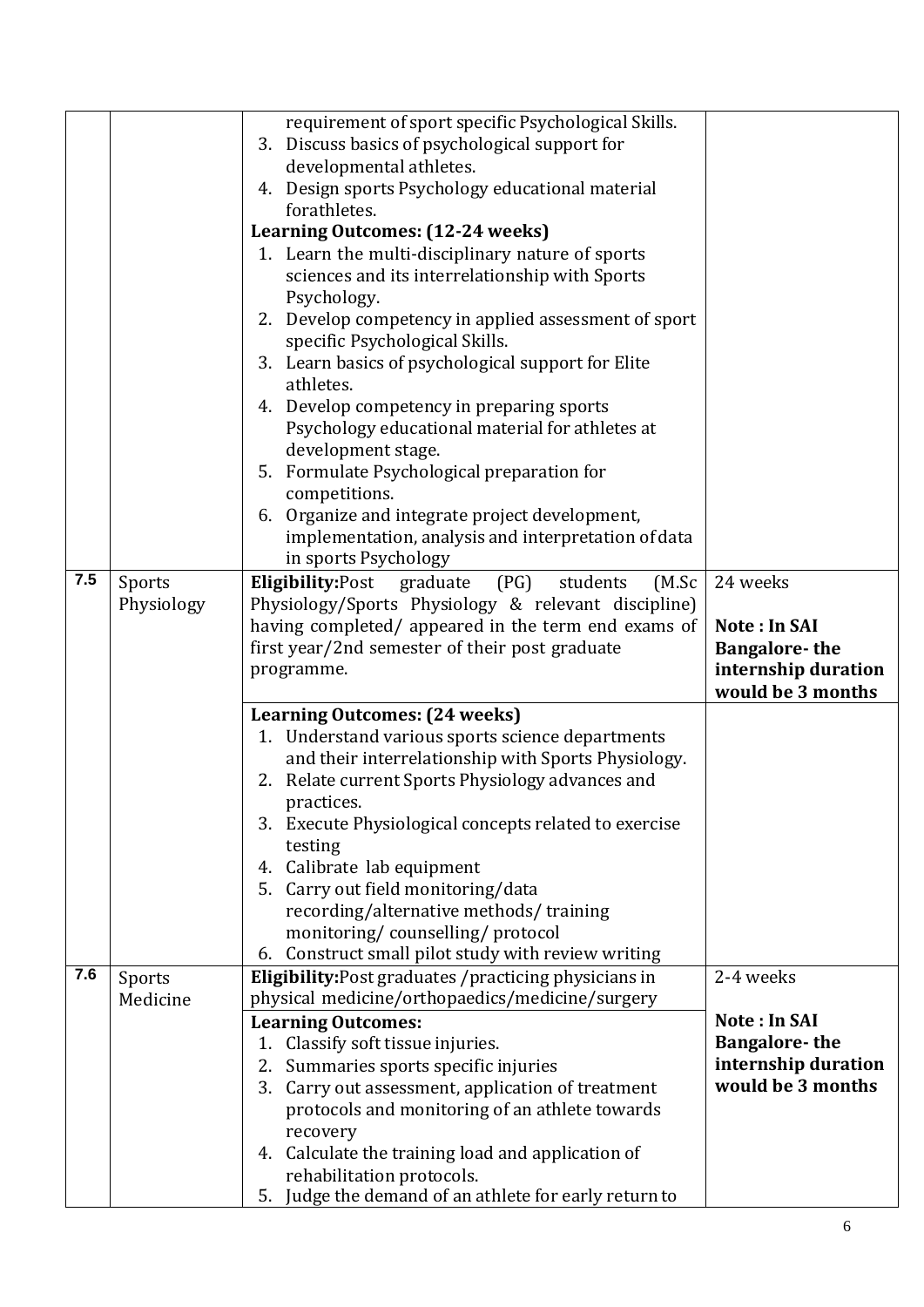| | | | |
|---|---|---|---|
| | | requirement of sport specific Psychological Skills.<br>3. Discuss basics of psychological support for developmental athletes.<br>4. Design sports Psychology educational material forathletes.<br>**Learning Outcomes: (12-24 weeks)**<br>1. Learn the multi-disciplinary nature of sports sciences and its interrelationship with Sports Psychology.<br>2. Develop competency in applied assessment of sport specific Psychological Skills.<br>3. Learn basics of psychological support for Elite athletes.<br>4. Develop competency in preparing sports Psychology educational material for athletes at development stage.<br>5. Formulate Psychological preparation for competitions.<br>6. Organize and integrate project development, implementation, analysis and interpretation of data in sports Psychology | |
| **7.5** | Sports Physiology | **Eligibility:**Post graduate (PG) students (M.Sc Physiology/Sports Physiology & relevant discipline) having completed/ appeared in the term end exams of first year/2nd semester of their post graduate programme. | 24 weeks<br><br>**Note : In SAI Bangalore- the internship duration would be 3 months** |
| | | **Learning Outcomes: (24 weeks)**<br>1. Understand various sports science departments and their interrelationship with Sports Physiology.<br>2. Relate current Sports Physiology advances and practices.<br>3. Execute Physiological concepts related to exercise testing<br>4. Calibrate lab equipment<br>5. Carry out field monitoring/data recording/alternative methods/ training monitoring/ counselling/ protocol<br>6. Construct small pilot study with review writing | |
| **7.6** | Sports Medicine | **Eligibility:**Post graduates /practicing physicians in physical medicine/orthopaedics/medicine/surgery | 2-4 weeks<br><br>**Note : In SAI Bangalore- the internship duration would be 3 months** |
| | | **Learning Outcomes:**<br>1. Classify soft tissue injuries.<br>2. Summaries sports specific injuries<br>3. Carry out assessment, application of treatment protocols and monitoring of an athlete towards recovery<br>4. Calculate the training load and application of rehabilitation protocols.<br>5. Judge the demand of an athlete for early return to | |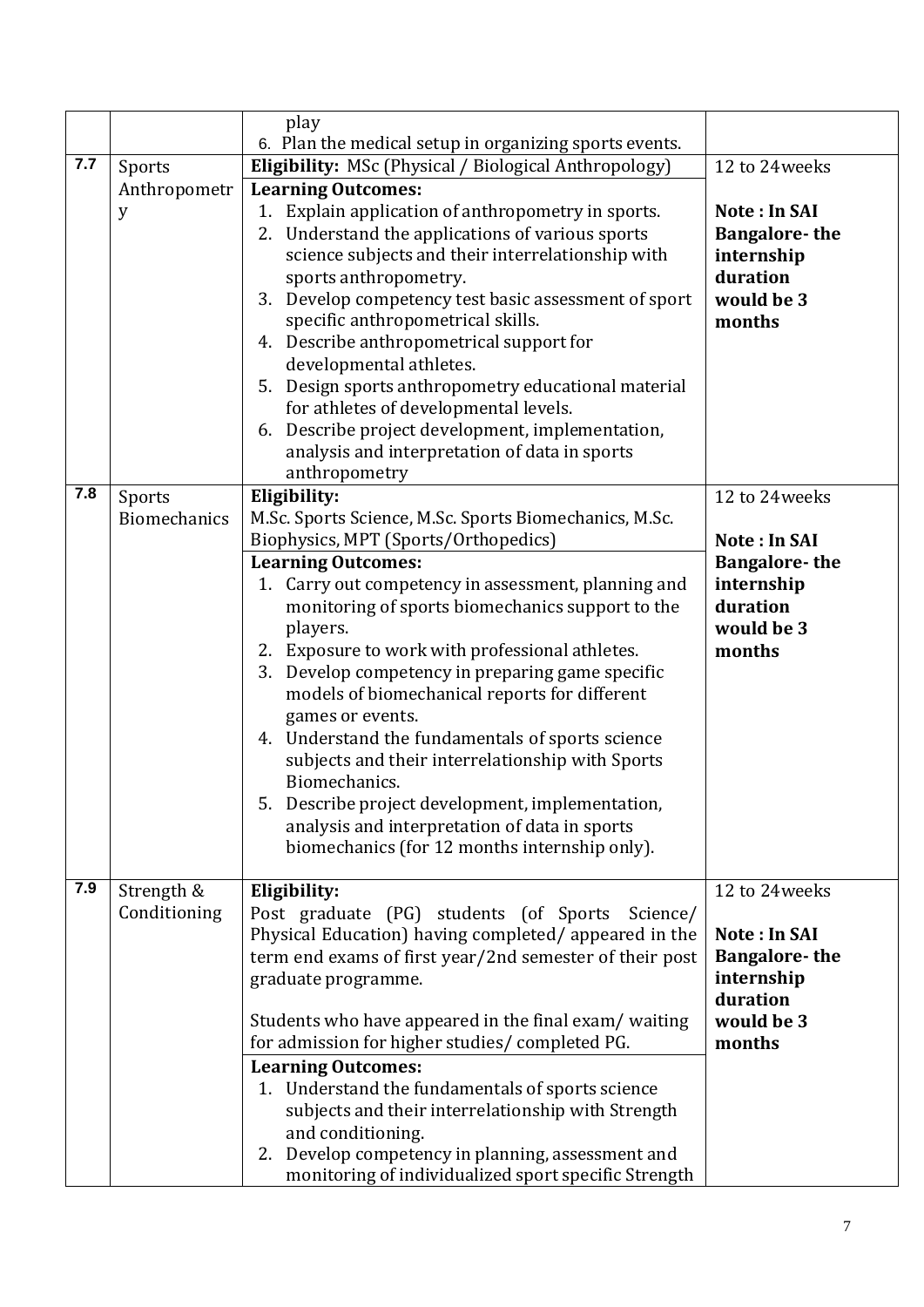| | | | |
|---|---|---|---|
| | | play<br>6. Plan the medical setup in organizing sports events. | |
| 7.7 | Sports Anthropometry | **Eligibility:** MSc (Physical / Biological Anthropology)<br>**Learning Outcomes:**<br>1. Explain application of anthropometry in sports.<br>2. Understand the applications of various sports science subjects and their interrelationship with sports anthropometry.<br>3. Develop competency test basic assessment of sport specific anthropometrical skills.<br>4. Describe anthropometrical support for developmental athletes.<br>5. Design sports anthropometry educational material for athletes of developmental levels.<br>6. Describe project development, implementation, analysis and interpretation of data in sports anthropometry | 12 to 24weeks<br><br>**Note : In SAI Bangalore- the internship duration would be 3 months** |
| 7.8 | Sports Biomechanics | **Eligibility:**<br>M.Sc. Sports Science, M.Sc. Sports Biomechanics, M.Sc. Biophysics, MPT (Sports/Orthopedics)<br>**Learning Outcomes:**<br>1. Carry out competency in assessment, planning and monitoring of sports biomechanics support to the players.<br>2. Exposure to work with professional athletes.<br>3. Develop competency in preparing game specific models of biomechanical reports for different games or events.<br>4. Understand the fundamentals of sports science subjects and their interrelationship with Sports Biomechanics.<br>5. Describe project development, implementation, analysis and interpretation of data in sports biomechanics (for 12 months internship only). | 12 to 24weeks<br><br>**Note : In SAI Bangalore- the internship duration would be 3 months** |
| 7.9 | Strength & Conditioning | **Eligibility:**<br>Post graduate (PG) students (of Sports Science/ Physical Education) having completed/ appeared in the term end exams of first year/2nd semester of their post graduate programme.<br><br>Students who have appeared in the final exam/ waiting for admission for higher studies/ completed PG.<br>**Learning Outcomes:**<br>1. Understand the fundamentals of sports science subjects and their interrelationship with Strength and conditioning.<br>2. Develop competency in planning, assessment and monitoring of individualized sport specific Strength | 12 to 24weeks<br><br>**Note : In SAI Bangalore- the internship duration would be 3 months** |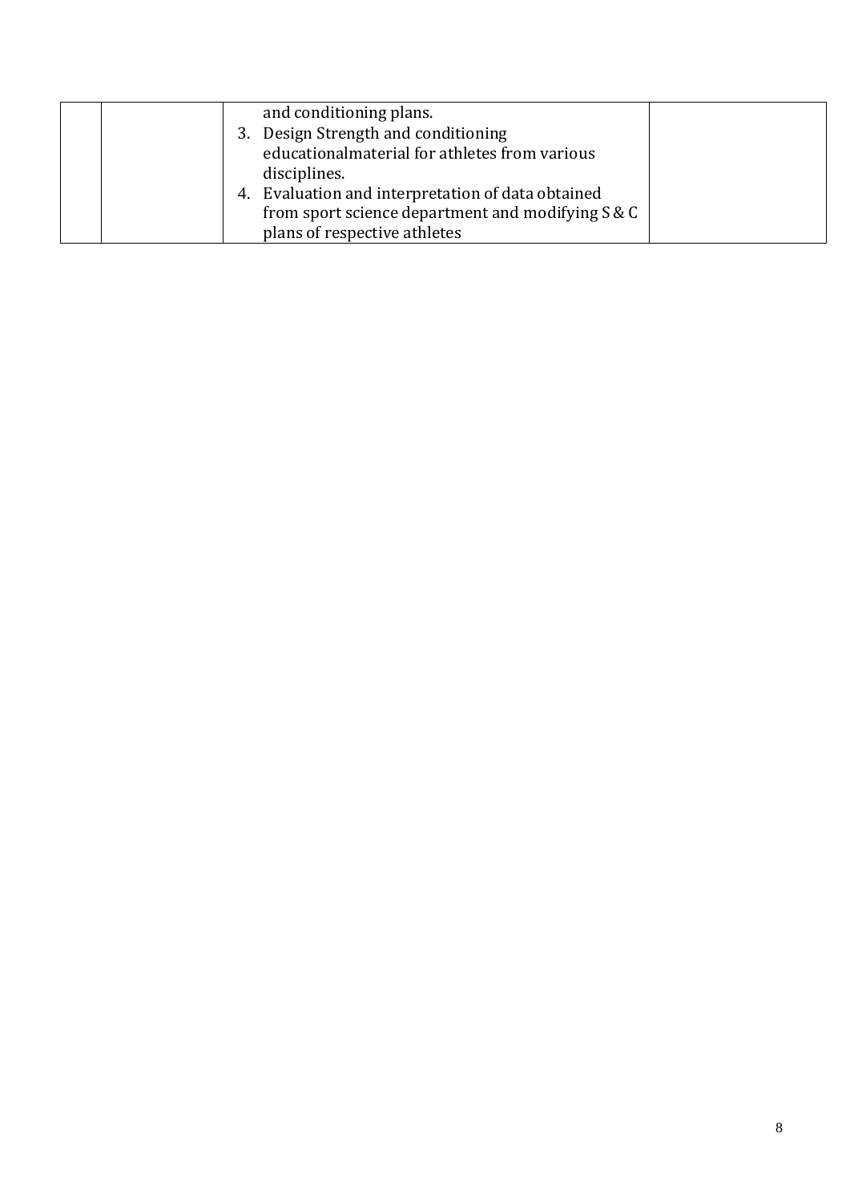|  |  | and conditioning plans.<br>3. Design Strength and conditioning educationalmaterial for athletes from various disciplines.<br>4. Evaluation and interpretation of data obtained from sport science department and modifying S & C plans of respective athletes |  |
|---|---|---|---|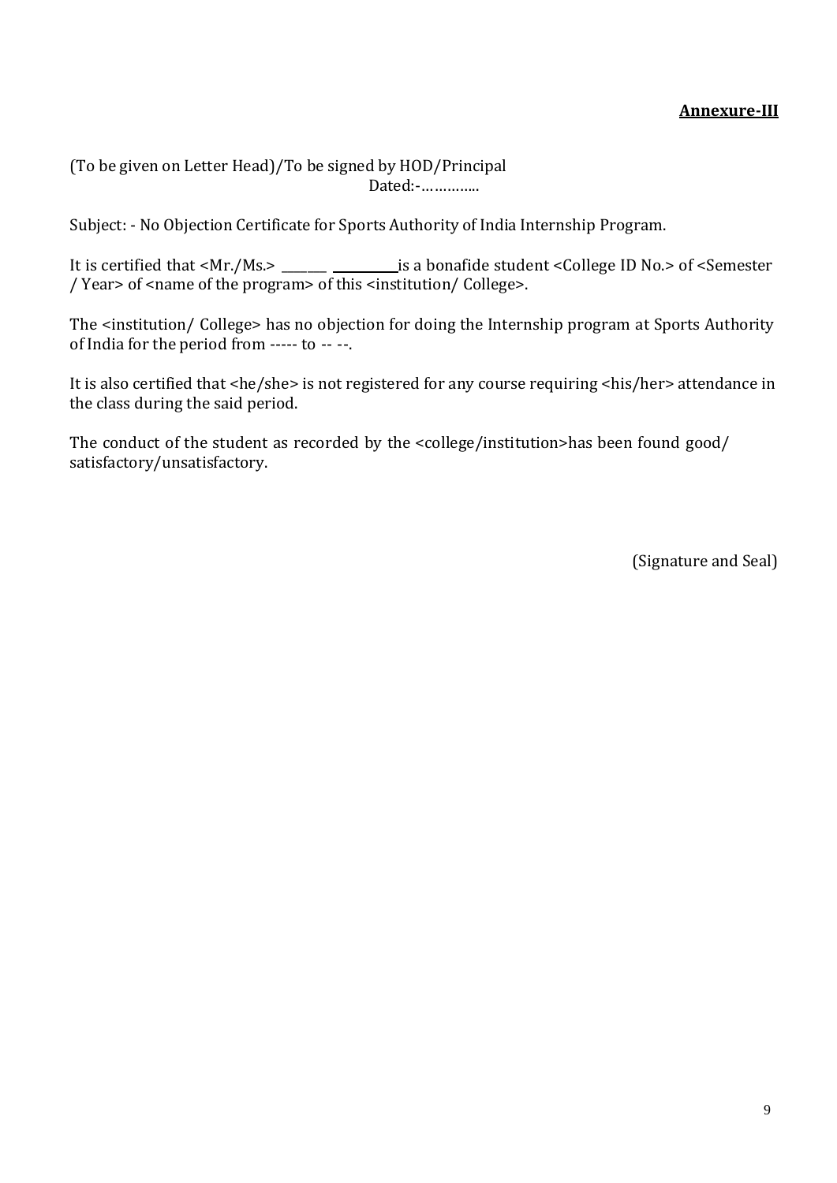**Annexure-III**

(To be given on Letter Head)/To be signed by HOD/Principal

Dated:-…………..

Subject: - No Objection Certificate for Sports Authority of India Internship Program.

It is certified that <Mr./Ms.> _______ __________ is a bonafide student <College ID No.> of <Semester / Year> of <name of the program> of this <institution/ College>.

The <institution/ College> has no objection for doing the Internship program at Sports Authority of India for the period from ----- to -- --.

It is also certified that <he/she> is not registered for any course requiring <his/her> attendance in the class during the said period.

The conduct of the student as recorded by the <college/institution>has been found good/ satisfactory/unsatisfactory.

(Signature and Seal)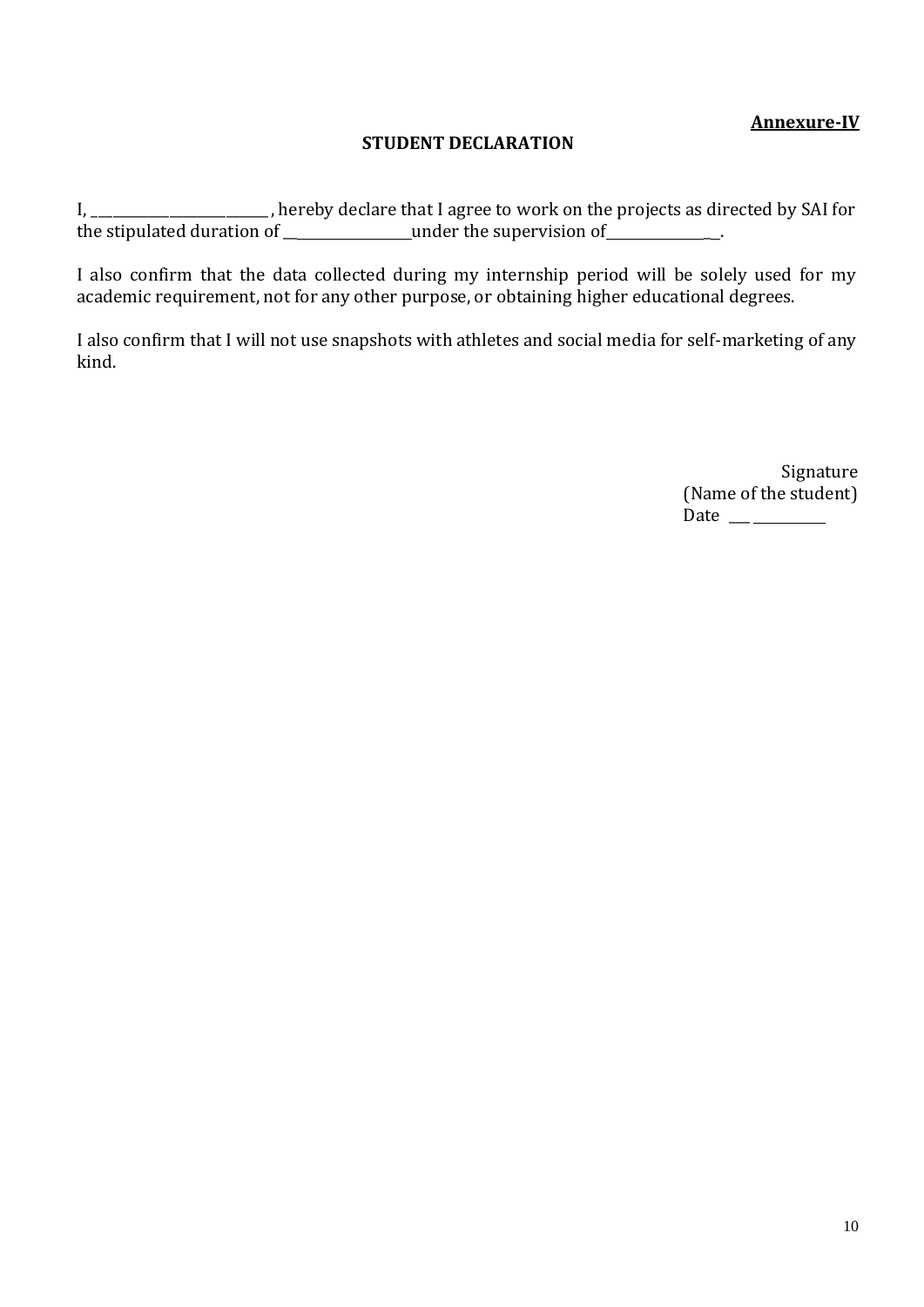**Annexure-IV**

## STUDENT DECLARATION

I, ___________________________ , hereby declare that I agree to work on the projects as directed by SAI for the stipulated duration of __________________ under the supervision of________________.

I also confirm that the data collected during my internship period will be solely used for my academic requirement, not for any other purpose, or obtaining higher educational degrees.

I also confirm that I will not use snapshots with athletes and social media for self-marketing of any kind.

Signature
(Name of the student)
Date ___________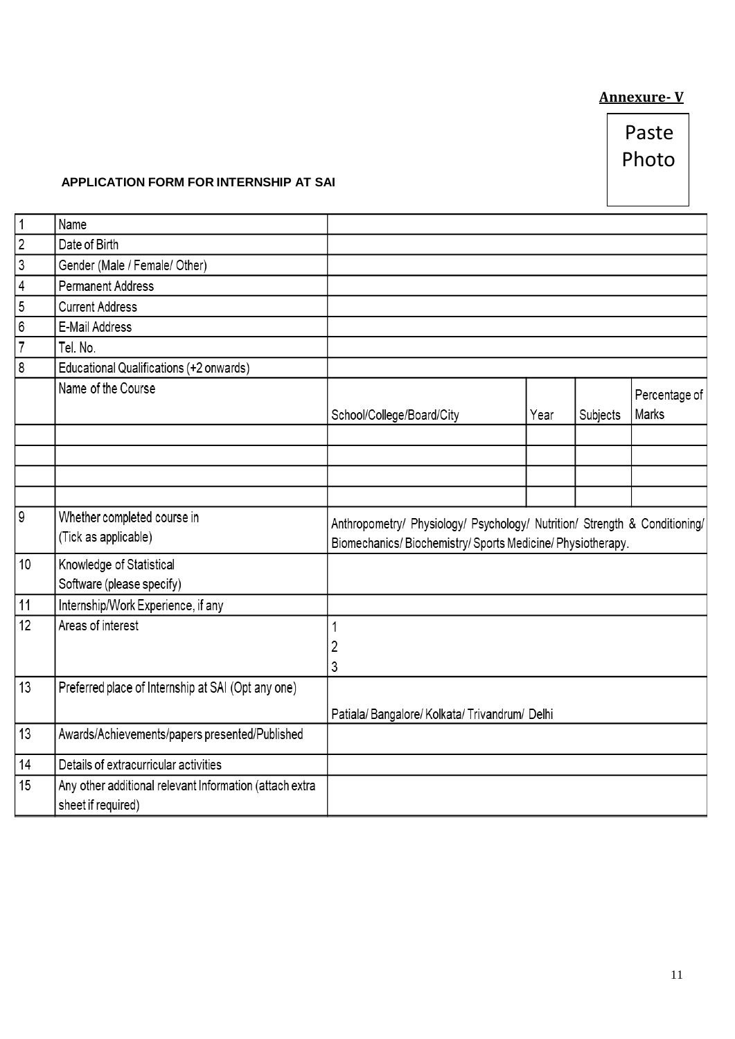**Annexure- V**

Paste Photo

**APPLICATION FORM FOR INTERNSHIP AT SAI**

| | | | | | |
|---|---|---|---|---|---|
| 1 | Name | | | | |
| 2 | Date of Birth | | | | |
| 3 | Gender (Male / Female/ Other) | | | | |
| 4 | Permanent Address | | | | |
| 5 | Current Address | | | | |
| 6 | E-Mail Address | | | | |
| 7 | Tel. No. | | | | |
| 8 | Educational Qualifications (+2 onwards) | | | | |
| | Name of the Course | School/College/Board/City | Year | Subjects | Percentage of Marks |
| | | | | | |
| | | | | | |
| | | | | | |
| | | | | | |
| 9 | Whether completed course in (Tick as applicable) | Anthropometry/ Physiology/ Psychology/ Nutrition/ Strength & Conditioning/ Biomechanics/ Biochemistry/ Sports Medicine/ Physiotherapy. | | | |
| 10 | Knowledge of Statistical Software (please specify) | | | | |
| 11 | Internship/Work Experience, if any | | | | |
| 12 | Areas of interest | 1<br>2<br>3 | | | |
| 13 | Preferred place of Internship at SAI (Opt any one) | Patiala/ Bangalore/ Kolkata/ Trivandrum/ Delhi | | | |
| 13 | Awards/Achievements/papers presented/Published | | | | |
| 14 | Details of extracurricular activities | | | | |
| 15 | Any other additional relevant Information (attach extra sheet if required) | | | | |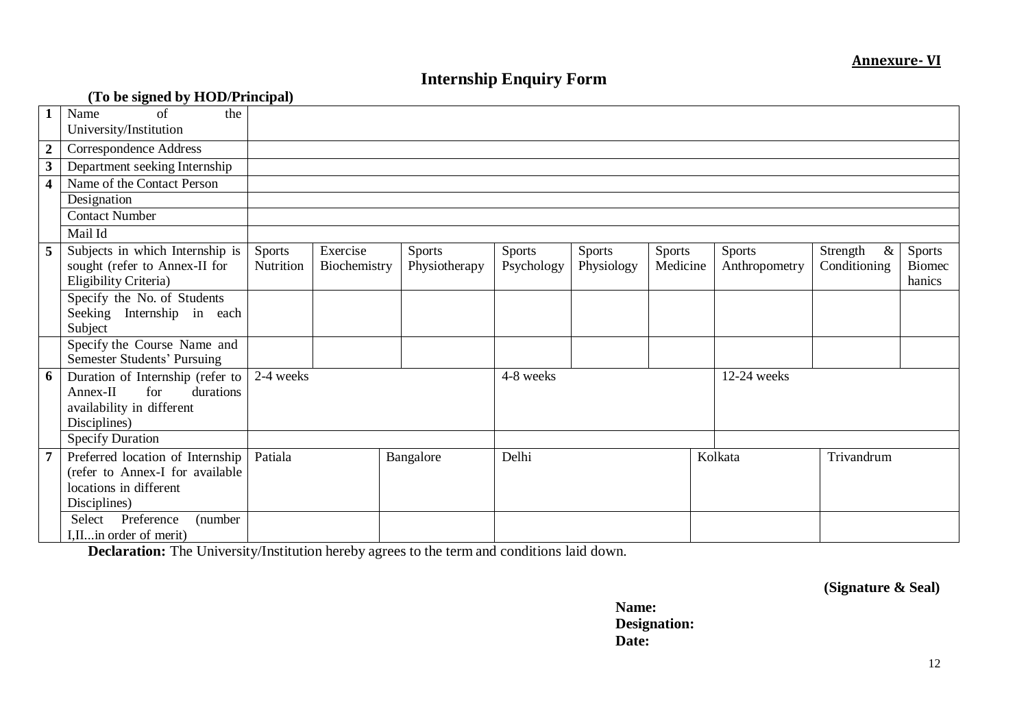**Annexure- VI**

# Internship Enquiry Form

**(To be signed by HOD/Principal)**

| | | | | | | | | | | |
|---|---|---|---|---|---|---|---|---|---|---|
| **1** | Name of the University/Institution | | | | | | | | | |
| **2** | Correspondence Address | | | | | | | | | |
| **3** | Department seeking Internship | | | | | | | | | |
| **4** | Name of the Contact Person | | | | | | | | | |
| | Designation | | | | | | | | | |
| | Contact Number | | | | | | | | | |
| | Mail Id | | | | | | | | | |
| **5** | Subjects in which Internship is sought (refer to Annex-II for Eligibility Criteria) | Sports Nutrition | Exercise Biochemistry | Sports Physiotherapy | Sports Psychology | Sports Physiology | Sports Medicine | Sports Anthropometry | Strength & Conditioning | Sports Biomechanics |
| | Specify the No. of Students Seeking Internship in each Subject | | | | | | | | | |
| | Specify the Course Name and Semester Students' Pursuing | | | | | | | | | |
| **6** | Duration of Internship (refer to Annex-II for durations availability in different Disciplines) | 2-4 weeks | | | 4-8 weeks | | | 12-24 weeks | | |
| | Specify Duration | | | | | | | | | |
| **7** | Preferred location of Internship (refer to Annex-I for available locations in different Disciplines) | Patiala | | Bangalore | Delhi | | | Kolkata | Trivandrum | |
| | Select Preference (number I,II...in order of merit) | | | | | | | | | |

**Declaration:** The University/Institution hereby agrees to the term and conditions laid down.

**(Signature & Seal)**

**Name:**
**Designation:**
**Date:**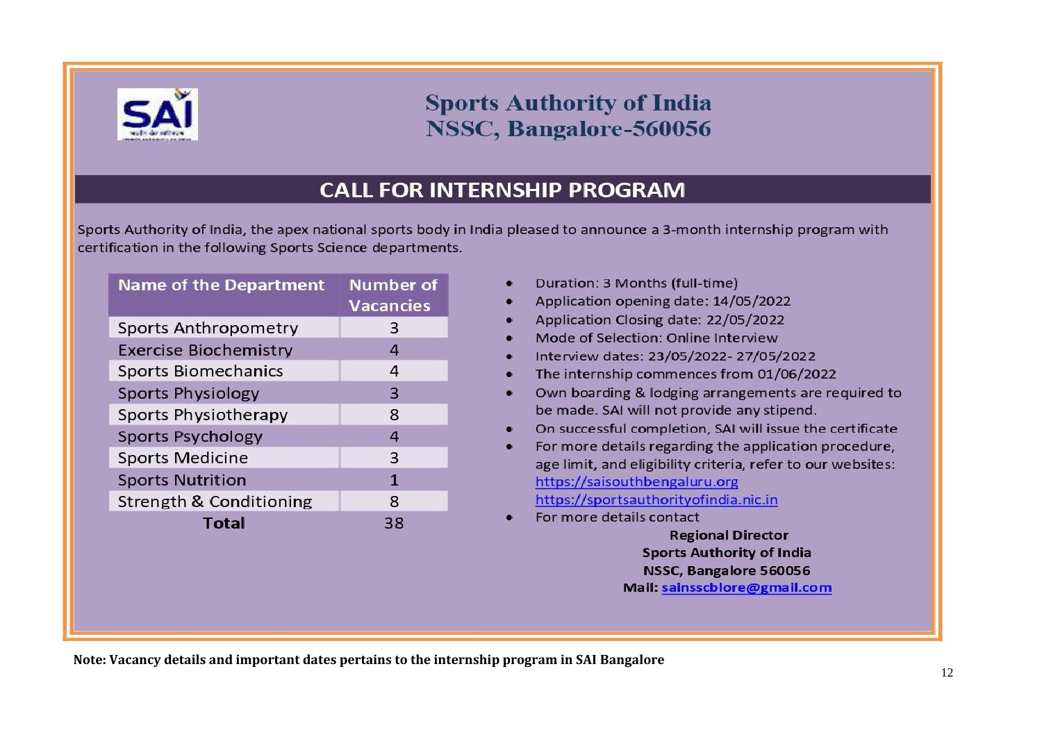# Sports Authority of India
## NSSC, Bangalore-560056

## CALL FOR INTERNSHIP PROGRAM

Sports Authority of India, the apex national sports body in India pleased to announce a 3-month internship program with certification in the following Sports Science departments.

| Name of the Department | Number of Vacancies |
|---|---|
| Sports Anthropometry | 3 |
| Exercise Biochemistry | 4 |
| Sports Biomechanics | 4 |
| Sports Physiology | 3 |
| Sports Physiotherapy | 8 |
| Sports Psychology | 4 |
| Sports Medicine | 3 |
| Sports Nutrition | 1 |
| Strength & Conditioning | 8 |
| **Total** | 38 |

- Duration: 3 Months (full-time)
- Application opening date: 14/05/2022
- Application Closing date: 22/05/2022
- Mode of Selection: Online Interview
- Interview dates: 23/05/2022- 27/05/2022
- The internship commences from 01/06/2022
- Own boarding & lodging arrangements are required to be made. SAI will not provide any stipend.
- On successful completion, SAI will issue the certificate
- For more details regarding the application procedure, age limit, and eligibility criteria, refer to our websites: https://saisouthbengaluru.org https://sportsauthorityofindia.nic.in
- For more details contact

**Regional Director**
**Sports Authority of India**
**NSSC, Bangalore 560056**
**Mail:** sainsscblore@gmail.com

**Note: Vacancy details and important dates pertains to the internship program in SAI Bangalore**